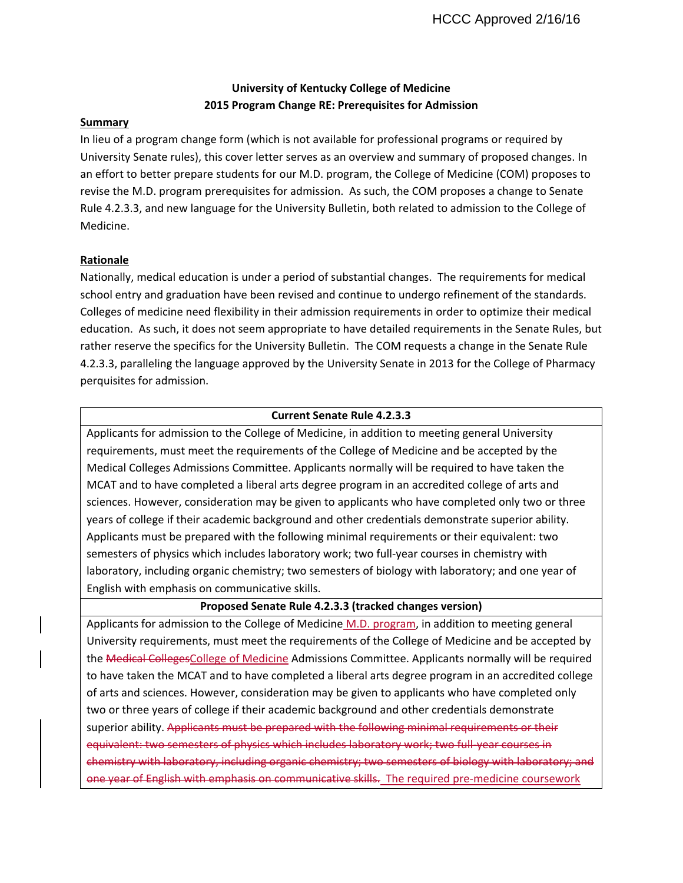HCCC Approved 2/16/16

**University of Kentucky College of Medicine**
**2015 Program Change RE: Prerequisites for Admission**

**Summary**

In lieu of a program change form (which is not available for professional programs or required by University Senate rules), this cover letter serves as an overview and summary of proposed changes. In an effort to better prepare students for our M.D. program, the College of Medicine (COM) proposes to revise the M.D. program prerequisites for admission. As such, the COM proposes a change to Senate Rule 4.2.3.3, and new language for the University Bulletin, both related to admission to the College of Medicine.

**Rationale**

Nationally, medical education is under a period of substantial changes. The requirements for medical school entry and graduation have been revised and continue to undergo refinement of the standards. Colleges of medicine need flexibility in their admission requirements in order to optimize their medical education. As such, it does not seem appropriate to have detailed requirements in the Senate Rules, but rather reserve the specifics for the University Bulletin. The COM requests a change in the Senate Rule 4.2.3.3, paralleling the language approved by the University Senate in 2013 for the College of Pharmacy perquisites for admission.

| **Current Senate Rule 4.2.3.3** |
|---|
| Applicants for admission to the College of Medicine, in addition to meeting general University requirements, must meet the requirements of the College of Medicine and be accepted by the Medical Colleges Admissions Committee. Applicants normally will be required to have taken the MCAT and to have completed a liberal arts degree program in an accredited college of arts and sciences. However, consideration may be given to applicants who have completed only two or three years of college if their academic background and other credentials demonstrate superior ability. Applicants must be prepared with the following minimal requirements or their equivalent: two semesters of physics which includes laboratory work; two full-year courses in chemistry with laboratory, including organic chemistry; two semesters of biology with laboratory; and one year of English with emphasis on communicative skills. |
| **Proposed Senate Rule 4.2.3.3 (tracked changes version)** |
| Applicants for admission to the College of Medicine <ins>M.D. program</ins>, in addition to meeting general University requirements, must meet the requirements of the College of Medicine and be accepted by the ~~Medical Colleges~~<ins>College of Medicine</ins> Admissions Committee. Applicants normally will be required to have taken the MCAT and to have completed a liberal arts degree program in an accredited college of arts and sciences. However, consideration may be given to applicants who have completed only two or three years of college if their academic background and other credentials demonstrate superior ability. ~~Applicants must be prepared with the following minimal requirements or their equivalent: two semesters of physics which includes laboratory work; two full-year courses in chemistry with laboratory, including organic chemistry; two semesters of biology with laboratory; and one year of English with emphasis on communicative skills.~~ <ins>The required pre-medicine coursework</ins> |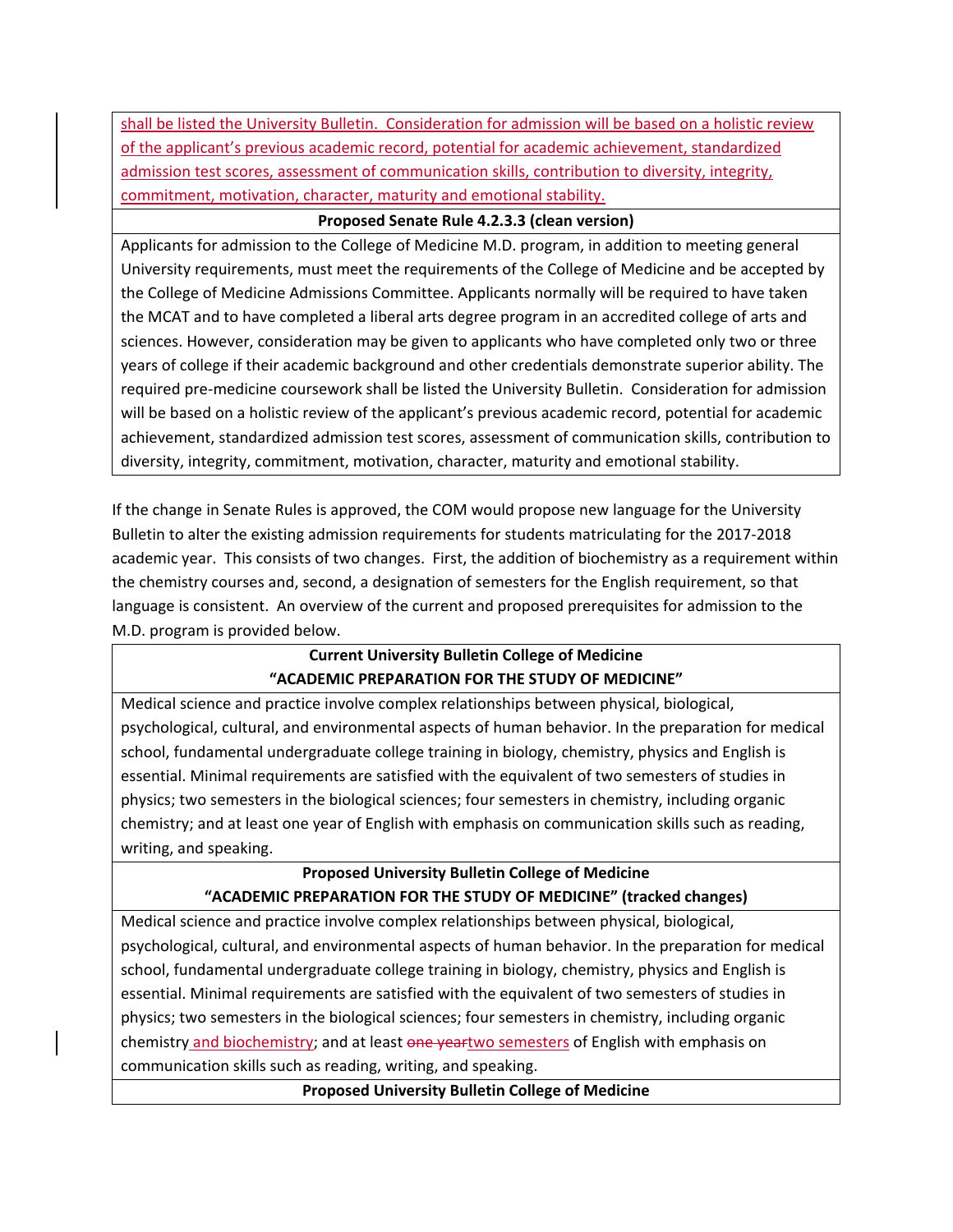shall be listed the University Bulletin. Consideration for admission will be based on a holistic review of the applicant's previous academic record, potential for academic achievement, standardized admission test scores, assessment of communication skills, contribution to diversity, integrity, commitment, motivation, character, maturity and emotional stability.

| **Proposed Senate Rule 4.2.3.3 (clean version)** |
| --- |
| Applicants for admission to the College of Medicine M.D. program, in addition to meeting general University requirements, must meet the requirements of the College of Medicine and be accepted by the College of Medicine Admissions Committee. Applicants normally will be required to have taken the MCAT and to have completed a liberal arts degree program in an accredited college of arts and sciences. However, consideration may be given to applicants who have completed only two or three years of college if their academic background and other credentials demonstrate superior ability. The required pre-medicine coursework shall be listed the University Bulletin. Consideration for admission will be based on a holistic review of the applicant's previous academic record, potential for academic achievement, standardized admission test scores, assessment of communication skills, contribution to diversity, integrity, commitment, motivation, character, maturity and emotional stability. |

If the change in Senate Rules is approved, the COM would propose new language for the University Bulletin to alter the existing admission requirements for students matriculating for the 2017-2018 academic year. This consists of two changes. First, the addition of biochemistry as a requirement within the chemistry courses and, second, a designation of semesters for the English requirement, so that language is consistent. An overview of the current and proposed prerequisites for admission to the M.D. program is provided below.

| **Current University Bulletin College of Medicine "ACADEMIC PREPARATION FOR THE STUDY OF MEDICINE"** |
| --- |
| Medical science and practice involve complex relationships between physical, biological, psychological, cultural, and environmental aspects of human behavior. In the preparation for medical school, fundamental undergraduate college training in biology, chemistry, physics and English is essential. Minimal requirements are satisfied with the equivalent of two semesters of studies in physics; two semesters in the biological sciences; four semesters in chemistry, including organic chemistry; and at least one year of English with emphasis on communication skills such as reading, writing, and speaking. |

| **Proposed University Bulletin College of Medicine "ACADEMIC PREPARATION FOR THE STUDY OF MEDICINE" (tracked changes)** |
| --- |
| Medical science and practice involve complex relationships between physical, biological, psychological, cultural, and environmental aspects of human behavior. In the preparation for medical school, fundamental undergraduate college training in biology, chemistry, physics and English is essential. Minimal requirements are satisfied with the equivalent of two semesters of studies in physics; two semesters in the biological sciences; four semesters in chemistry, including organic chemistry and biochemistry; and at least ~~one year~~two semesters of English with emphasis on communication skills such as reading, writing, and speaking. |

| **Proposed University Bulletin College of Medicine** |
| --- |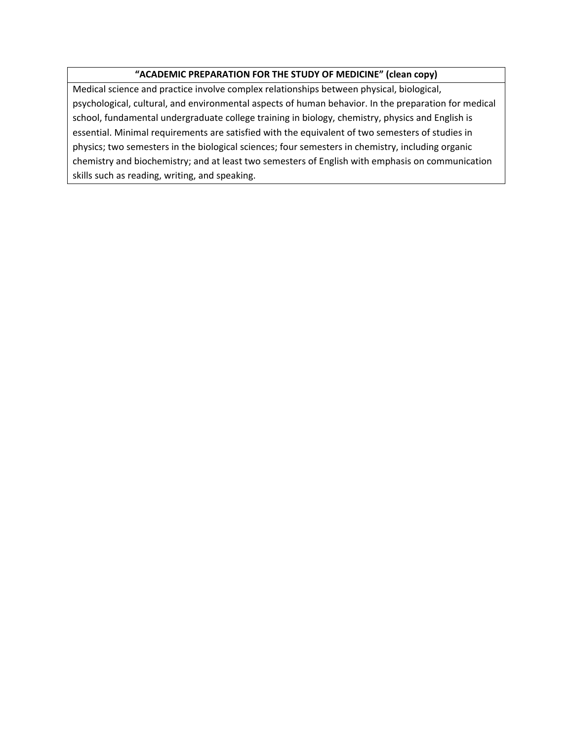**“ACADEMIC PREPARATION FOR THE STUDY OF MEDICINE” (clean copy)**

Medical science and practice involve complex relationships between physical, biological, psychological, cultural, and environmental aspects of human behavior. In the preparation for medical school, fundamental undergraduate college training in biology, chemistry, physics and English is essential. Minimal requirements are satisfied with the equivalent of two semesters of studies in physics; two semesters in the biological sciences; four semesters in chemistry, including organic chemistry and biochemistry; and at least two semesters of English with emphasis on communication skills such as reading, writing, and speaking.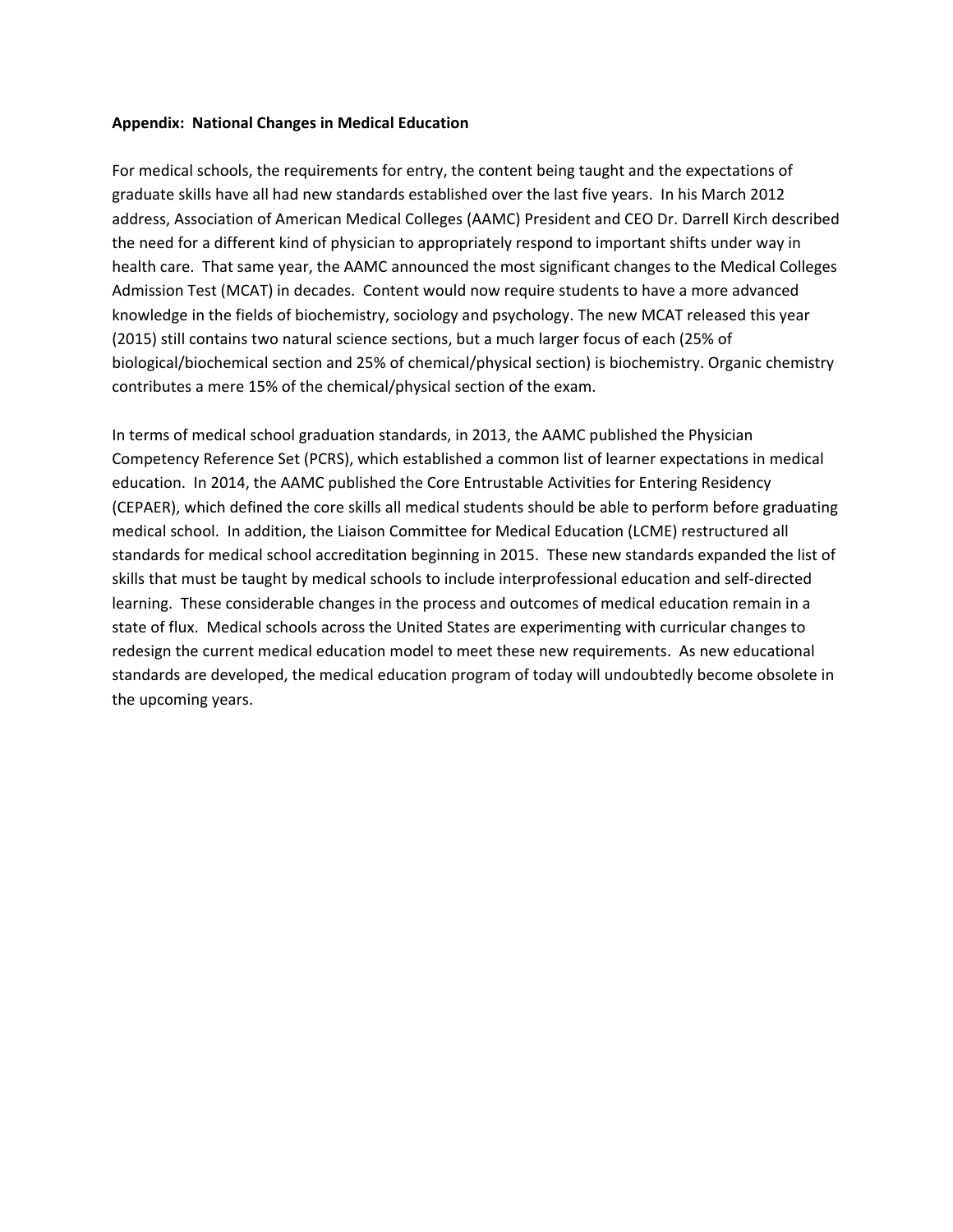**Appendix: National Changes in Medical Education**

For medical schools, the requirements for entry, the content being taught and the expectations of graduate skills have all had new standards established over the last five years. In his March 2012 address, Association of American Medical Colleges (AAMC) President and CEO Dr. Darrell Kirch described the need for a different kind of physician to appropriately respond to important shifts under way in health care. That same year, the AAMC announced the most significant changes to the Medical Colleges Admission Test (MCAT) in decades. Content would now require students to have a more advanced knowledge in the fields of biochemistry, sociology and psychology. The new MCAT released this year (2015) still contains two natural science sections, but a much larger focus of each (25% of biological/biochemical section and 25% of chemical/physical section) is biochemistry. Organic chemistry contributes a mere 15% of the chemical/physical section of the exam.

In terms of medical school graduation standards, in 2013, the AAMC published the Physician Competency Reference Set (PCRS), which established a common list of learner expectations in medical education. In 2014, the AAMC published the Core Entrustable Activities for Entering Residency (CEPAER), which defined the core skills all medical students should be able to perform before graduating medical school. In addition, the Liaison Committee for Medical Education (LCME) restructured all standards for medical school accreditation beginning in 2015. These new standards expanded the list of skills that must be taught by medical schools to include interprofessional education and self-directed learning. These considerable changes in the process and outcomes of medical education remain in a state of flux. Medical schools across the United States are experimenting with curricular changes to redesign the current medical education model to meet these new requirements. As new educational standards are developed, the medical education program of today will undoubtedly become obsolete in the upcoming years.